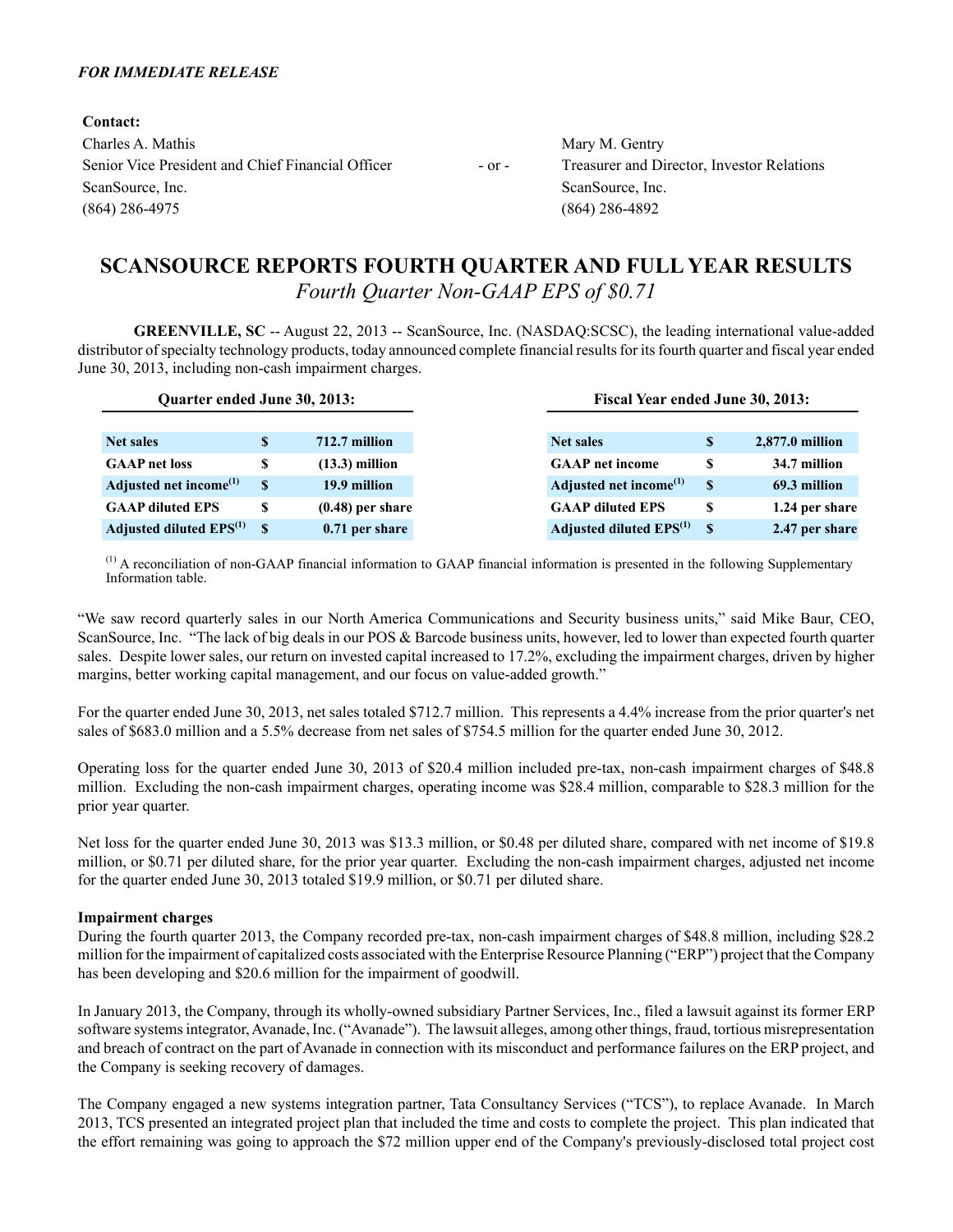*FOR IMMEDIATE RELEASE*

**Contact:**

Charles A. Mathis
Senior Vice President and Chief Financial Officer
ScanSource, Inc.
(864) 286-4975

- or -

Mary M. Gentry
Treasurer and Director, Investor Relations
ScanSource, Inc.
(864) 286-4892

# SCANSOURCE REPORTS FOURTH QUARTER AND FULL YEAR RESULTS

*Fourth Quarter Non-GAAP EPS of $0.71*

**GREENVILLE, SC** -- August 22, 2013 -- ScanSource, Inc. (NASDAQ:SCSC), the leading international value-added distributor of specialty technology products, today announced complete financial results for its fourth quarter and fiscal year ended June 30, 2013, including non-cash impairment charges.

| Quarter ended June 30, 2013: | | |
|---|---|---|
| **Net sales** | **$** | **712.7 million** |
| **GAAP net loss** | **$** | **(13.3) million** |
| **Adjusted net income[(1)]** | **$** | **19.9 million** |
| **GAAP diluted EPS** | **$** | **(0.48) per share** |
| **Adjusted diluted EPS[(1)]** | **$** | **0.71 per share** |

| Fiscal Year ended June 30, 2013: | | |
|---|---|---|
| **Net sales** | **$** | **2,877.0 million** |
| **GAAP net income** | **$** | **34.7 million** |
| **Adjusted net income[(1)]** | **$** | **69.3 million** |
| **GAAP diluted EPS** | **$** | **1.24 per share** |
| **Adjusted diluted EPS[(1)]** | **$** | **2.47 per share** |

[(1)] A reconciliation of non-GAAP financial information to GAAP financial information is presented in the following Supplementary Information table.

"We saw record quarterly sales in our North America Communications and Security business units," said Mike Baur, CEO, ScanSource, Inc. "The lack of big deals in our POS & Barcode business units, however, led to lower than expected fourth quarter sales. Despite lower sales, our return on invested capital increased to 17.2%, excluding the impairment charges, driven by higher margins, better working capital management, and our focus on value-added growth."

For the quarter ended June 30, 2013, net sales totaled $712.7 million. This represents a 4.4% increase from the prior quarter's net sales of $683.0 million and a 5.5% decrease from net sales of $754.5 million for the quarter ended June 30, 2012.

Operating loss for the quarter ended June 30, 2013 of $20.4 million included pre-tax, non-cash impairment charges of $48.8 million. Excluding the non-cash impairment charges, operating income was $28.4 million, comparable to $28.3 million for the prior year quarter.

Net loss for the quarter ended June 30, 2013 was $13.3 million, or $0.48 per diluted share, compared with net income of $19.8 million, or $0.71 per diluted share, for the prior year quarter. Excluding the non-cash impairment charges, adjusted net income for the quarter ended June 30, 2013 totaled $19.9 million, or $0.71 per diluted share.

**Impairment charges**

During the fourth quarter 2013, the Company recorded pre-tax, non-cash impairment charges of $48.8 million, including $28.2 million for the impairment of capitalized costs associated with the Enterprise Resource Planning ("ERP") project that the Company has been developing and $20.6 million for the impairment of goodwill.

In January 2013, the Company, through its wholly-owned subsidiary Partner Services, Inc., filed a lawsuit against its former ERP software systems integrator, Avanade, Inc. ("Avanade"). The lawsuit alleges, among other things, fraud, tortious misrepresentation and breach of contract on the part of Avanade in connection with its misconduct and performance failures on the ERP project, and the Company is seeking recovery of damages.

The Company engaged a new systems integration partner, Tata Consultancy Services ("TCS"), to replace Avanade. In March 2013, TCS presented an integrated project plan that included the time and costs to complete the project. This plan indicated that the effort remaining was going to approach the $72 million upper end of the Company's previously-disclosed total project cost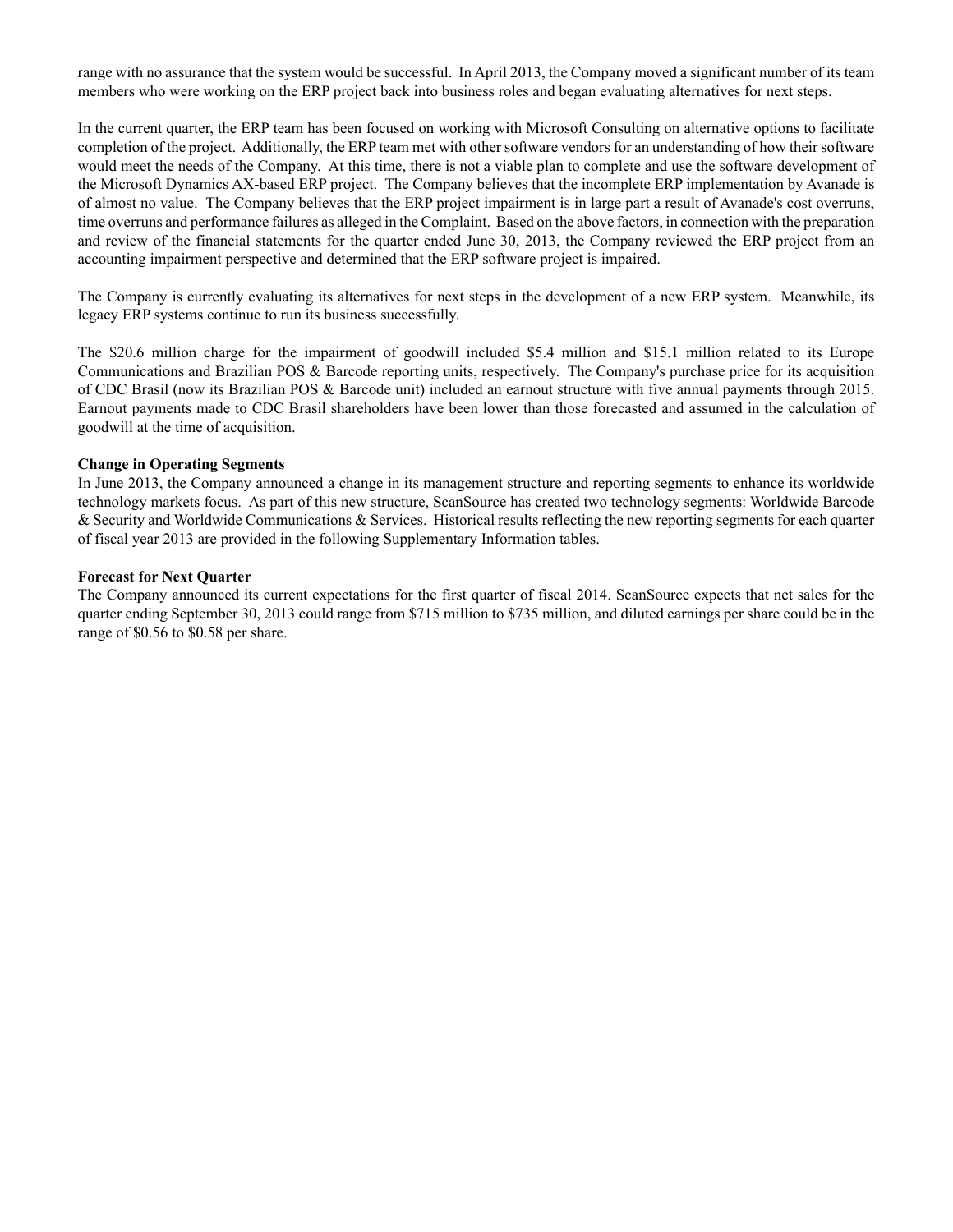range with no assurance that the system would be successful. In April 2013, the Company moved a significant number of its team members who were working on the ERP project back into business roles and began evaluating alternatives for next steps.

In the current quarter, the ERP team has been focused on working with Microsoft Consulting on alternative options to facilitate completion of the project. Additionally, the ERP team met with other software vendors for an understanding of how their software would meet the needs of the Company. At this time, there is not a viable plan to complete and use the software development of the Microsoft Dynamics AX-based ERP project. The Company believes that the incomplete ERP implementation by Avanade is of almost no value. The Company believes that the ERP project impairment is in large part a result of Avanade's cost overruns, time overruns and performance failures as alleged in the Complaint. Based on the above factors, in connection with the preparation and review of the financial statements for the quarter ended June 30, 2013, the Company reviewed the ERP project from an accounting impairment perspective and determined that the ERP software project is impaired.

The Company is currently evaluating its alternatives for next steps in the development of a new ERP system. Meanwhile, its legacy ERP systems continue to run its business successfully.

The $20.6 million charge for the impairment of goodwill included $5.4 million and $15.1 million related to its Europe Communications and Brazilian POS & Barcode reporting units, respectively. The Company's purchase price for its acquisition of CDC Brasil (now its Brazilian POS & Barcode unit) included an earnout structure with five annual payments through 2015. Earnout payments made to CDC Brasil shareholders have been lower than those forecasted and assumed in the calculation of goodwill at the time of acquisition.

**Change in Operating Segments**

In June 2013, the Company announced a change in its management structure and reporting segments to enhance its worldwide technology markets focus. As part of this new structure, ScanSource has created two technology segments: Worldwide Barcode & Security and Worldwide Communications & Services. Historical results reflecting the new reporting segments for each quarter of fiscal year 2013 are provided in the following Supplementary Information tables.

**Forecast for Next Quarter**

The Company announced its current expectations for the first quarter of fiscal 2014. ScanSource expects that net sales for the quarter ending September 30, 2013 could range from $715 million to $735 million, and diluted earnings per share could be in the range of $0.56 to $0.58 per share.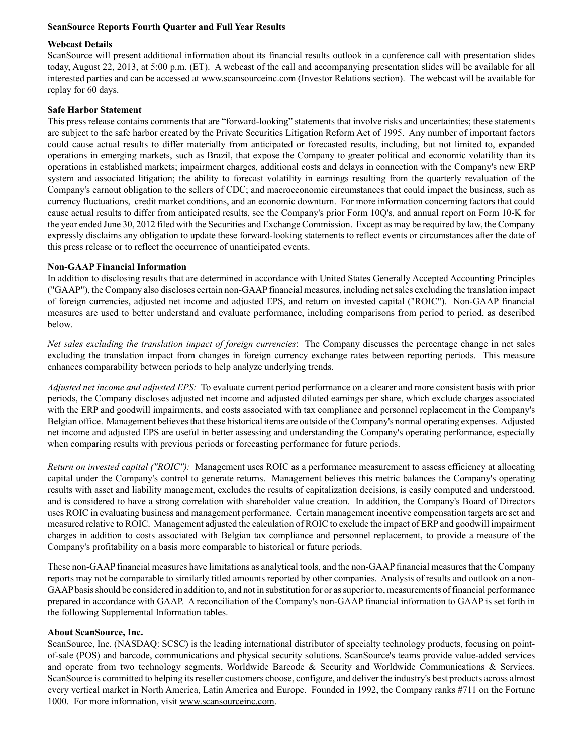**ScanSource Reports Fourth Quarter and Full Year Results**

**Webcast Details**

ScanSource will present additional information about its financial results outlook in a conference call with presentation slides today, August 22, 2013, at 5:00 p.m. (ET). A webcast of the call and accompanying presentation slides will be available for all interested parties and can be accessed at www.scansourceinc.com (Investor Relations section). The webcast will be available for replay for 60 days.

**Safe Harbor Statement**

This press release contains comments that are "forward-looking" statements that involve risks and uncertainties; these statements are subject to the safe harbor created by the Private Securities Litigation Reform Act of 1995. Any number of important factors could cause actual results to differ materially from anticipated or forecasted results, including, but not limited to, expanded operations in emerging markets, such as Brazil, that expose the Company to greater political and economic volatility than its operations in established markets; impairment charges, additional costs and delays in connection with the Company's new ERP system and associated litigation; the ability to forecast volatility in earnings resulting from the quarterly revaluation of the Company's earnout obligation to the sellers of CDC; and macroeconomic circumstances that could impact the business, such as currency fluctuations, credit market conditions, and an economic downturn. For more information concerning factors that could cause actual results to differ from anticipated results, see the Company's prior Form 10Q's, and annual report on Form 10-K for the year ended June 30, 2012 filed with the Securities and Exchange Commission. Except as may be required by law, the Company expressly disclaims any obligation to update these forward-looking statements to reflect events or circumstances after the date of this press release or to reflect the occurrence of unanticipated events.

**Non-GAAP Financial Information**

In addition to disclosing results that are determined in accordance with United States Generally Accepted Accounting Principles ("GAAP"), the Company also discloses certain non-GAAP financial measures, including net sales excluding the translation impact of foreign currencies, adjusted net income and adjusted EPS, and return on invested capital ("ROIC"). Non-GAAP financial measures are used to better understand and evaluate performance, including comparisons from period to period, as described below.

*Net sales excluding the translation impact of foreign currencies*: The Company discusses the percentage change in net sales excluding the translation impact from changes in foreign currency exchange rates between reporting periods. This measure enhances comparability between periods to help analyze underlying trends.

*Adjusted net income and adjusted EPS:* To evaluate current period performance on a clearer and more consistent basis with prior periods, the Company discloses adjusted net income and adjusted diluted earnings per share, which exclude charges associated with the ERP and goodwill impairments, and costs associated with tax compliance and personnel replacement in the Company's Belgian office. Management believes that these historical items are outside of the Company's normal operating expenses. Adjusted net income and adjusted EPS are useful in better assessing and understanding the Company's operating performance, especially when comparing results with previous periods or forecasting performance for future periods.

*Return on invested capital ("ROIC"):* Management uses ROIC as a performance measurement to assess efficiency at allocating capital under the Company's control to generate returns. Management believes this metric balances the Company's operating results with asset and liability management, excludes the results of capitalization decisions, is easily computed and understood, and is considered to have a strong correlation with shareholder value creation. In addition, the Company's Board of Directors uses ROIC in evaluating business and management performance. Certain management incentive compensation targets are set and measured relative to ROIC. Management adjusted the calculation of ROIC to exclude the impact of ERP and goodwill impairment charges in addition to costs associated with Belgian tax compliance and personnel replacement, to provide a measure of the Company's profitability on a basis more comparable to historical or future periods.

These non-GAAP financial measures have limitations as analytical tools, and the non-GAAP financial measures that the Company reports may not be comparable to similarly titled amounts reported by other companies. Analysis of results and outlook on a non-GAAP basis should be considered in addition to, and not in substitution for or as superior to, measurements of financial performance prepared in accordance with GAAP. A reconciliation of the Company's non-GAAP financial information to GAAP is set forth in the following Supplemental Information tables.

**About ScanSource, Inc.**

ScanSource, Inc. (NASDAQ: SCSC) is the leading international distributor of specialty technology products, focusing on point-of-sale (POS) and barcode, communications and physical security solutions. ScanSource's teams provide value-added services and operate from two technology segments, Worldwide Barcode & Security and Worldwide Communications & Services. ScanSource is committed to helping its reseller customers choose, configure, and deliver the industry's best products across almost every vertical market in North America, Latin America and Europe. Founded in 1992, the Company ranks #711 on the Fortune 1000. For more information, visit www.scansourceinc.com.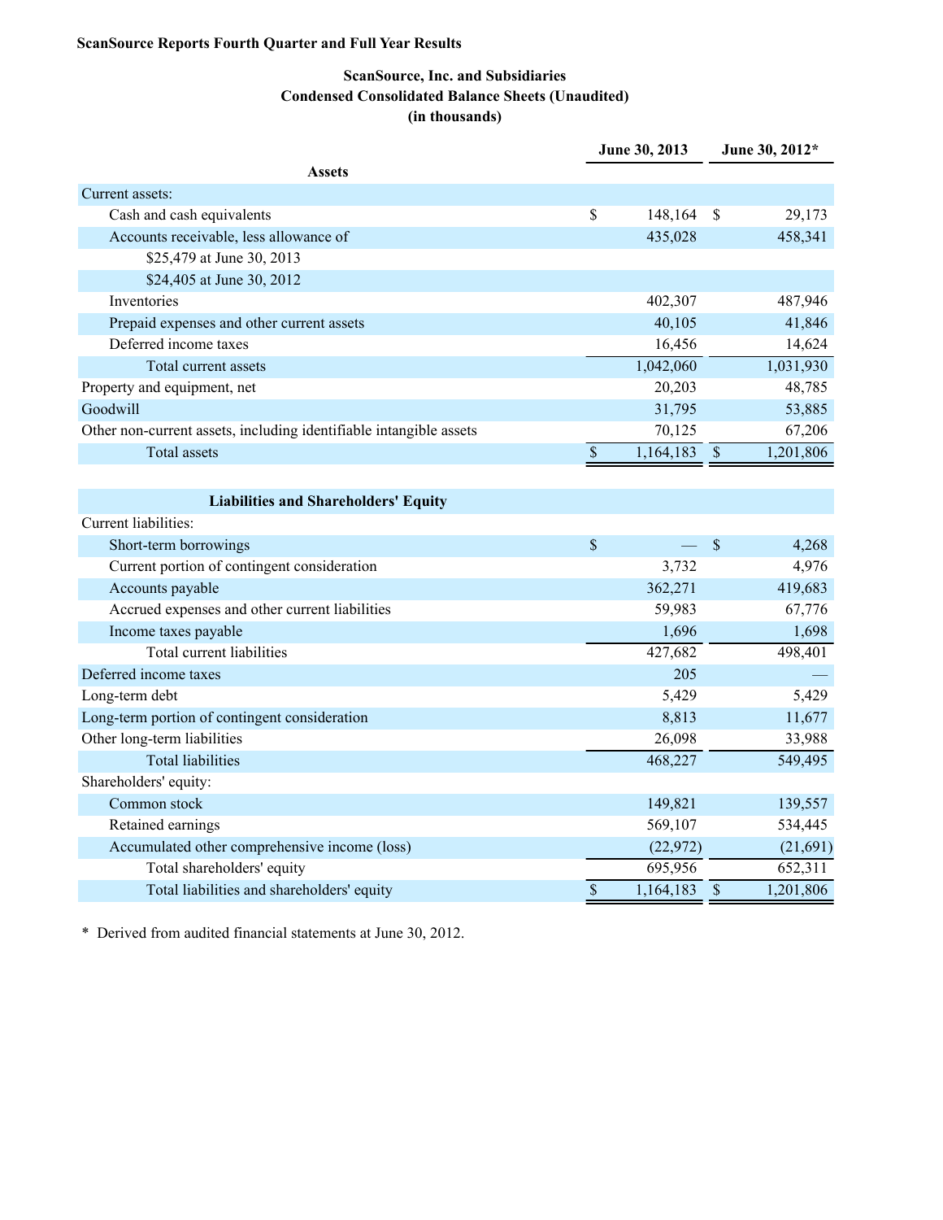**ScanSource Reports Fourth Quarter and Full Year Results**

**ScanSource, Inc. and Subsidiaries**
**Condensed Consolidated Balance Sheets (Unaudited)**
**(in thousands)**

| | June 30, 2013 | June 30, 2012* |
|---|---|---|
| **Assets** | | |
| Current assets: | | |
| Cash and cash equivalents | $ 148,164 | $ 29,173 |
| Accounts receivable, less allowance of | 435,028 | 458,341 |
| $25,479 at June 30, 2013 | | |
| $24,405 at June 30, 2012 | | |
| Inventories | 402,307 | 487,946 |
| Prepaid expenses and other current assets | 40,105 | 41,846 |
| Deferred income taxes | 16,456 | 14,624 |
| Total current assets | 1,042,060 | 1,031,930 |
| Property and equipment, net | 20,203 | 48,785 |
| Goodwill | 31,795 | 53,885 |
| Other non-current assets, including identifiable intangible assets | 70,125 | 67,206 |
| Total assets | $ 1,164,183 | $ 1,201,806 |
| **Liabilities and Shareholders' Equity** | | |
| Current liabilities: | | |
| Short-term borrowings | $ — | $ 4,268 |
| Current portion of contingent consideration | 3,732 | 4,976 |
| Accounts payable | 362,271 | 419,683 |
| Accrued expenses and other current liabilities | 59,983 | 67,776 |
| Income taxes payable | 1,696 | 1,698 |
| Total current liabilities | 427,682 | 498,401 |
| Deferred income taxes | 205 | — |
| Long-term debt | 5,429 | 5,429 |
| Long-term portion of contingent consideration | 8,813 | 11,677 |
| Other long-term liabilities | 26,098 | 33,988 |
| Total liabilities | 468,227 | 549,495 |
| Shareholders' equity: | | |
| Common stock | 149,821 | 139,557 |
| Retained earnings | 569,107 | 534,445 |
| Accumulated other comprehensive income (loss) | (22,972) | (21,691) |
| Total shareholders' equity | 695,956 | 652,311 |
| Total liabilities and shareholders' equity | $ 1,164,183 | $ 1,201,806 |

\* Derived from audited financial statements at June 30, 2012.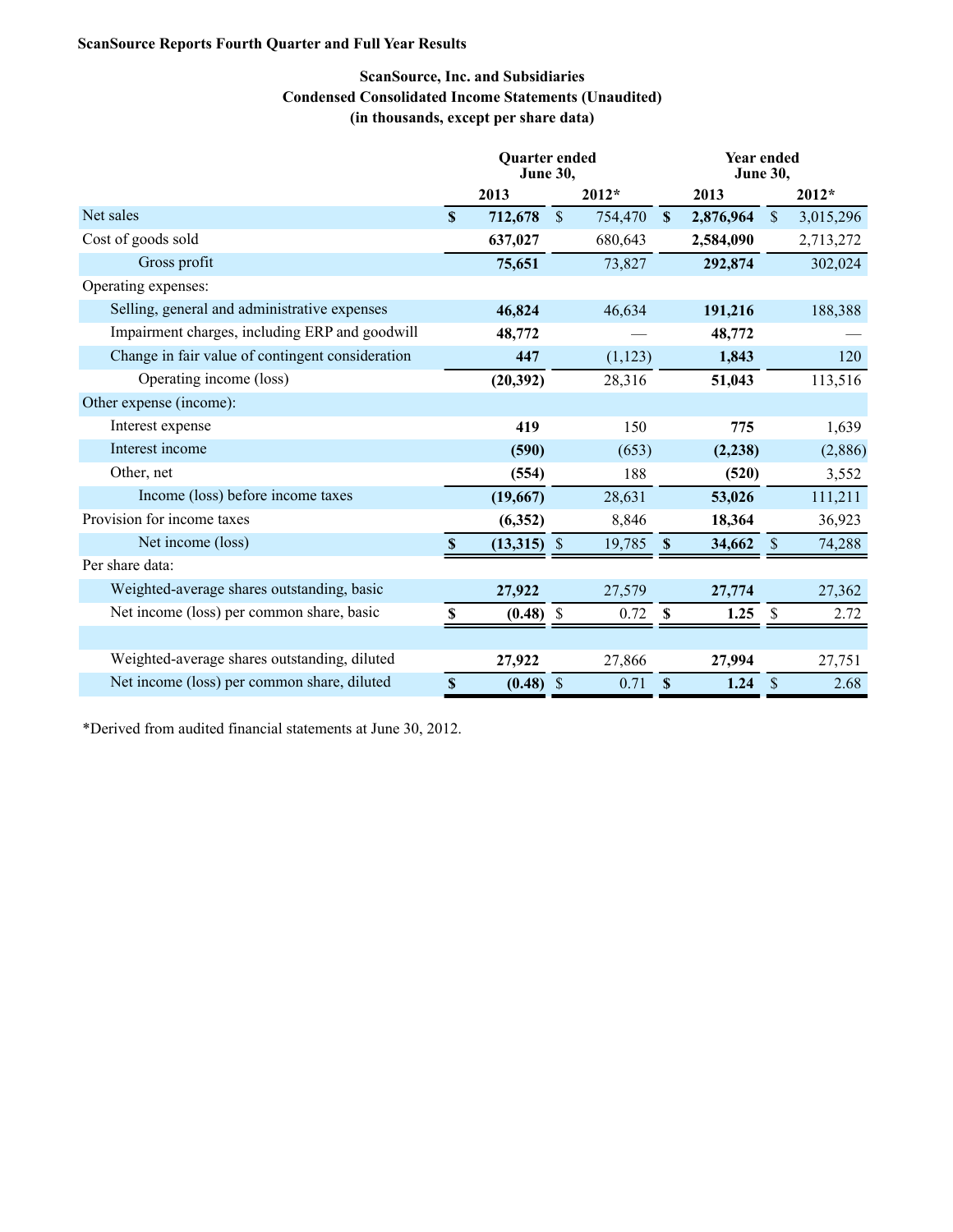**ScanSource Reports Fourth Quarter and Full Year Results**

**ScanSource, Inc. and Subsidiaries**
**Condensed Consolidated Income Statements (Unaudited)**
**(in thousands, except per share data)**

| | Quarter ended June 30, | | Year ended June 30, | |
|---|---|---|---|---|
| | **2013** | **2012*** | **2013** | **2012*** |
| Net sales | **$ 712,678** | $ 754,470 | **$ 2,876,964** | $ 3,015,296 |
| Cost of goods sold | **637,027** | 680,643 | **2,584,090** | 2,713,272 |
| Gross profit | **75,651** | 73,827 | **292,874** | 302,024 |
| Operating expenses: | | | | |
| Selling, general and administrative expenses | **46,824** | 46,634 | **191,216** | 188,388 |
| Impairment charges, including ERP and goodwill | **48,772** | — | **48,772** | — |
| Change in fair value of contingent consideration | **447** | (1,123) | **1,843** | 120 |
| Operating income (loss) | **(20,392)** | 28,316 | **51,043** | 113,516 |
| Other expense (income): | | | | |
| Interest expense | **419** | 150 | **775** | 1,639 |
| Interest income | **(590)** | (653) | **(2,238)** | (2,886) |
| Other, net | **(554)** | 188 | **(520)** | 3,552 |
| Income (loss) before income taxes | **(19,667)** | 28,631 | **53,026** | 111,211 |
| Provision for income taxes | **(6,352)** | 8,846 | **18,364** | 36,923 |
| Net income (loss) | **$ (13,315)** | $ 19,785 | **$ 34,662** | $ 74,288 |
| Per share data: | | | | |
| Weighted-average shares outstanding, basic | **27,922** | 27,579 | **27,774** | 27,362 |
| Net income (loss) per common share, basic | **$ (0.48)** | $ 0.72 | **$ 1.25** | $ 2.72 |
| | | | | |
| Weighted-average shares outstanding, diluted | **27,922** | 27,866 | **27,994** | 27,751 |
| Net income (loss) per common share, diluted | **$ (0.48)** | $ 0.71 | **$ 1.24** | $ 2.68 |

*Derived from audited financial statements at June 30, 2012.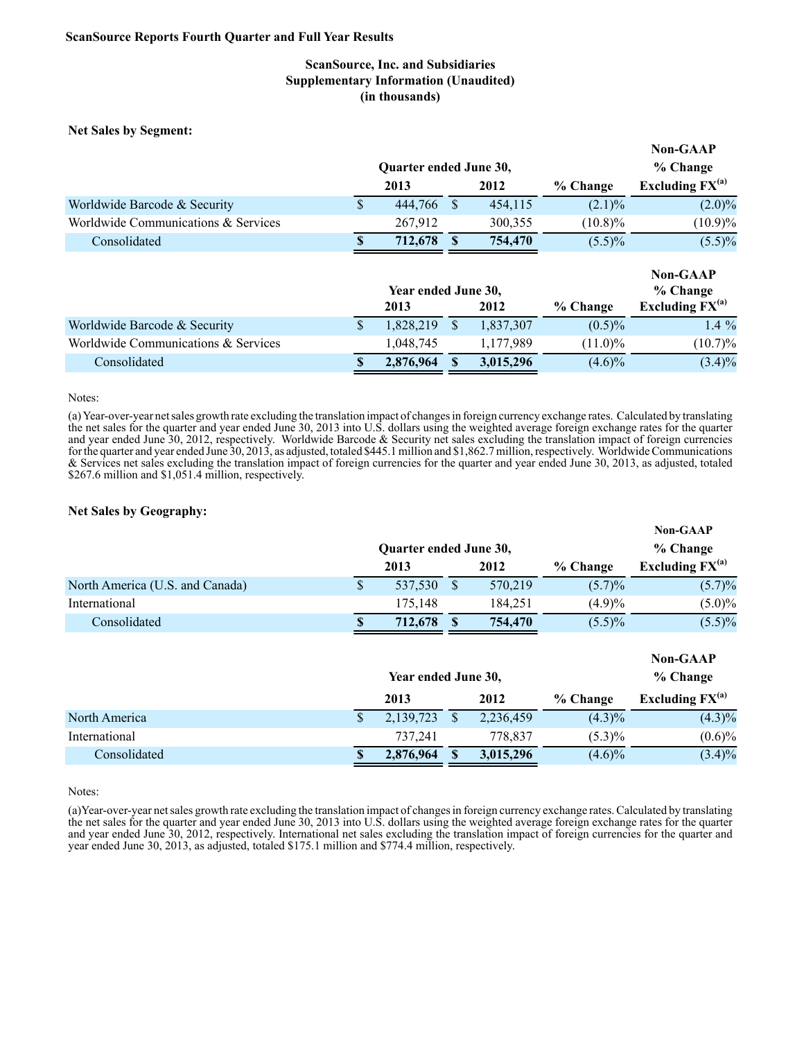**ScanSource Reports Fourth Quarter and Full Year Results**

## ScanSource, Inc. and Subsidiaries
## Supplementary Information (Unaudited)
## (in thousands)

**Net Sales by Segment:**

| | Quarter ended June 30, | | | Non-GAAP % Change |
|---|---|---|---|---|
| | 2013 | 2012 | % Change | Excluding FX[(a)] |
| Worldwide Barcode & Security | $ 444,766 | $ 454,115 | (2.1)% | (2.0)% |
| Worldwide Communications & Services | 267,912 | 300,355 | (10.8)% | (10.9)% |
| Consolidated | **$ 712,678** | **$ 754,470** | (5.5)% | (5.5)% |

| | Year ended June 30, | | | Non-GAAP % Change |
|---|---|---|---|---|
| | 2013 | 2012 | % Change | Excluding FX[(a)] |
| Worldwide Barcode & Security | $ 1,828,219 | $ 1,837,307 | (0.5)% | 1.4 % |
| Worldwide Communications & Services | 1,048,745 | 1,177,989 | (11.0)% | (10.7)% |
| Consolidated | **$ 2,876,964** | **$ 3,015,296** | (4.6)% | (3.4)% |

Notes:

(a) Year-over-year net sales growth rate excluding the translation impact of changes in foreign currency exchange rates. Calculated by translating the net sales for the quarter and year ended June 30, 2013 into U.S. dollars using the weighted average foreign exchange rates for the quarter and year ended June 30, 2012, respectively. Worldwide Barcode & Security net sales excluding the translation impact of foreign currencies for the quarter and year ended June 30, 2013, as adjusted, totaled $445.1 million and $1,862.7 million, respectively. Worldwide Communications & Services net sales excluding the translation impact of foreign currencies for the quarter and year ended June 30, 2013, as adjusted, totaled $267.6 million and $1,051.4 million, respectively.

**Net Sales by Geography:**

| | Quarter ended June 30, | | | Non-GAAP % Change |
|---|---|---|---|---|
| | 2013 | 2012 | % Change | Excluding FX[(a)] |
| North America (U.S. and Canada) | $ 537,530 | $ 570,219 | (5.7)% | (5.7)% |
| International | 175,148 | 184,251 | (4.9)% | (5.0)% |
| Consolidated | **$ 712,678** | **$ 754,470** | (5.5)% | (5.5)% |

| | Year ended June 30, | | | Non-GAAP % Change |
|---|---|---|---|---|
| | 2013 | 2012 | % Change | Excluding FX[(a)] |
| North America | $ 2,139,723 | $ 2,236,459 | (4.3)% | (4.3)% |
| International | 737,241 | 778,837 | (5.3)% | (0.6)% |
| Consolidated | **$ 2,876,964** | **$ 3,015,296** | (4.6)% | (3.4)% |

Notes:

(a)Year-over-year net sales growth rate excluding the translation impact of changes in foreign currency exchange rates. Calculated by translating the net sales for the quarter and year ended June 30, 2013 into U.S. dollars using the weighted average foreign exchange rates for the quarter and year ended June 30, 2012, respectively. International net sales excluding the translation impact of foreign currencies for the quarter and year ended June 30, 2013, as adjusted, totaled $175.1 million and $774.4 million, respectively.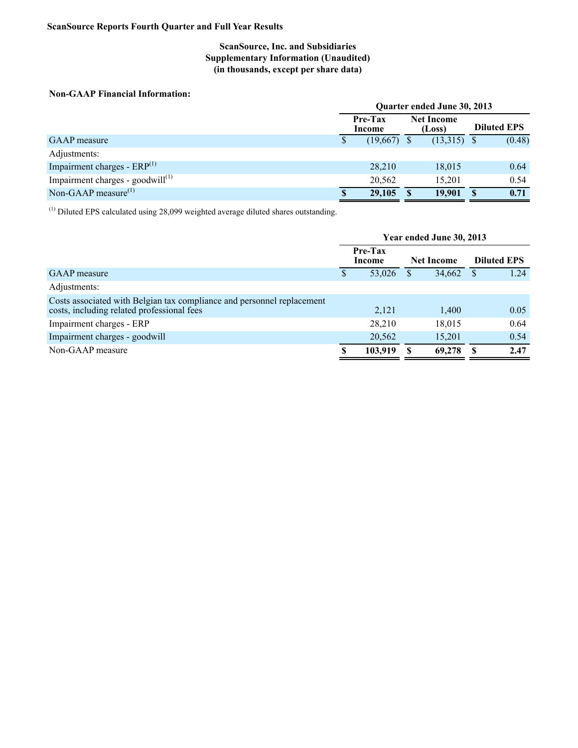**ScanSource Reports Fourth Quarter and Full Year Results**

**ScanSource, Inc. and Subsidiaries**
**Supplementary Information (Unaudited)**
**(in thousands, except per share data)**

**Non-GAAP Financial Information:**

| | Quarter ended June 30, 2013 | | |
|---|---|---|---|
| | Pre-Tax Income | Net Income (Loss) | Diluted EPS |
| GAAP measure | $ (19,667) | $ (13,315) | $ (0.48) |
| Adjustments: | | | |
| Impairment charges - ERP[1] | 28,210 | 18,015 | 0.64 |
| Impairment charges - goodwill[1] | 20,562 | 15,201 | 0.54 |
| Non-GAAP measure[1] | **$ 29,105** | **$ 19,901** | **$ 0.71** |

[1] Diluted EPS calculated using 28,099 weighted average diluted shares outstanding.

| | Year ended June 30, 2013 | | |
|---|---|---|---|
| | Pre-Tax Income | Net Income | Diluted EPS |
| GAAP measure | $ 53,026 | $ 34,662 | $ 1.24 |
| Adjustments: | | | |
| Costs associated with Belgian tax compliance and personnel replacement costs, including related professional fees | 2,121 | 1,400 | 0.05 |
| Impairment charges - ERP | 28,210 | 18,015 | 0.64 |
| Impairment charges - goodwill | 20,562 | 15,201 | 0.54 |
| Non-GAAP measure | **$ 103,919** | **$ 69,278** | **$ 2.47** |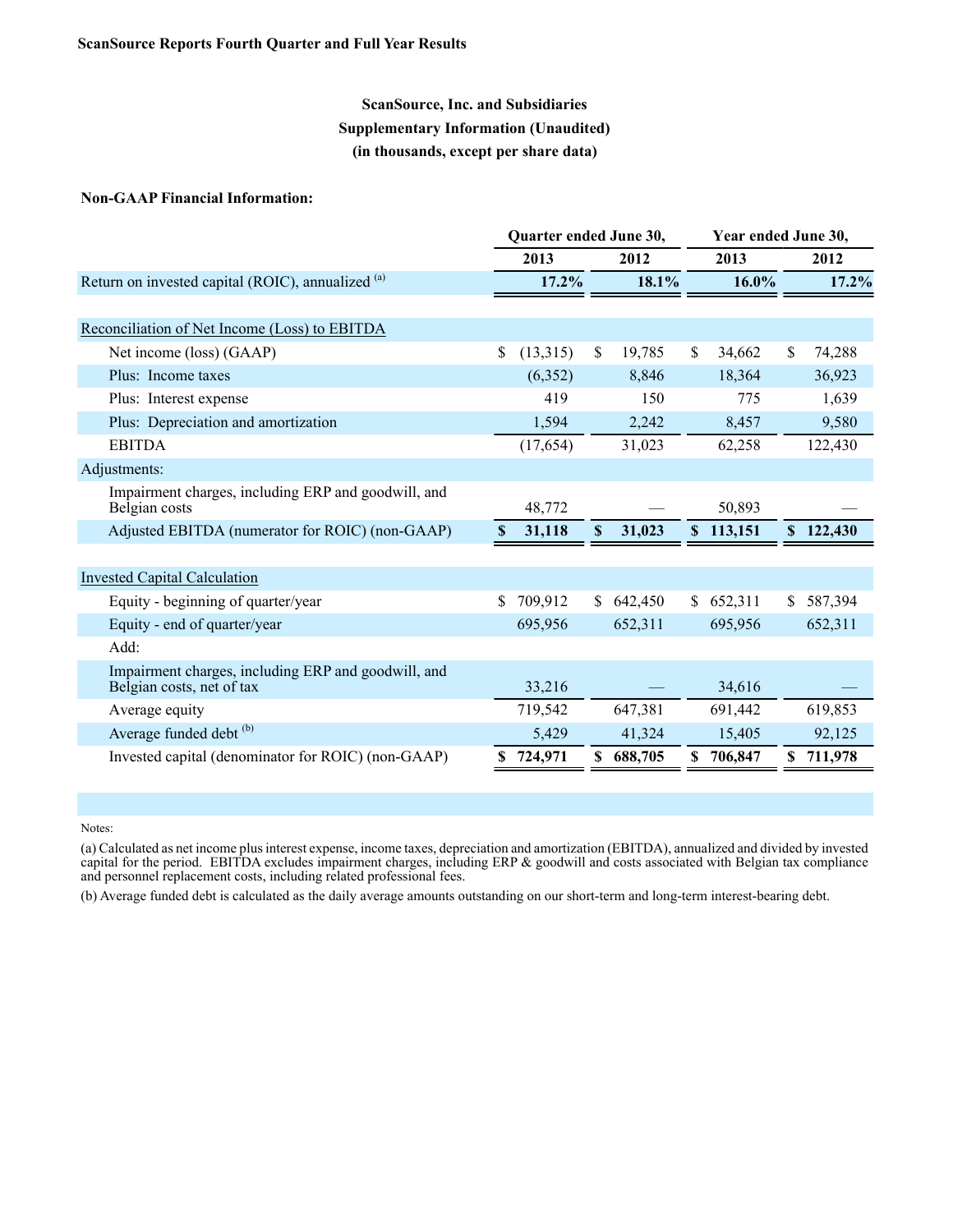**ScanSource Reports Fourth Quarter and Full Year Results**

## ScanSource, Inc. and Subsidiaries
## Supplementary Information (Unaudited)
## (in thousands, except per share data)

**Non-GAAP Financial Information:**

| | Quarter ended June 30, | | Year ended June 30, | |
|---|---|---|---|---|
| | **2013** | **2012** | **2013** | **2012** |
| Return on invested capital (ROIC), annualized [(a)] | **17.2%** | **18.1%** | **16.0%** | **17.2%** |
| | | | | |
| Reconciliation of Net Income (Loss) to EBITDA | | | | |
| Net income (loss) (GAAP) | $ (13,315) | $ 19,785 | $ 34,662 | $ 74,288 |
| Plus: Income taxes | (6,352) | 8,846 | 18,364 | 36,923 |
| Plus: Interest expense | 419 | 150 | 775 | 1,639 |
| Plus: Depreciation and amortization | 1,594 | 2,242 | 8,457 | 9,580 |
| EBITDA | (17,654) | 31,023 | 62,258 | 122,430 |
| Adjustments: | | | | |
| Impairment charges, including ERP and goodwill, and Belgian costs | 48,772 | — | 50,893 | — |
| Adjusted EBITDA (numerator for ROIC) (non-GAAP) | **$ 31,118** | **$ 31,023** | **$ 113,151** | **$ 122,430** |
| | | | | |
| Invested Capital Calculation | | | | |
| Equity - beginning of quarter/year | $ 709,912 | $ 642,450 | $ 652,311 | $ 587,394 |
| Equity - end of quarter/year | 695,956 | 652,311 | 695,956 | 652,311 |
| Add: | | | | |
| Impairment charges, including ERP and goodwill, and Belgian costs, net of tax | 33,216 | — | 34,616 | — |
| Average equity | 719,542 | 647,381 | 691,442 | 619,853 |
| Average funded debt [(b)] | 5,429 | 41,324 | 15,405 | 92,125 |
| Invested capital (denominator for ROIC) (non-GAAP) | **$ 724,971** | **$ 688,705** | **$ 706,847** | **$ 711,978** |

Notes:

(a) Calculated as net income plus interest expense, income taxes, depreciation and amortization (EBITDA), annualized and divided by invested capital for the period. EBITDA excludes impairment charges, including ERP & goodwill and costs associated with Belgian tax compliance and personnel replacement costs, including related professional fees.

(b) Average funded debt is calculated as the daily average amounts outstanding on our short-term and long-term interest-bearing debt.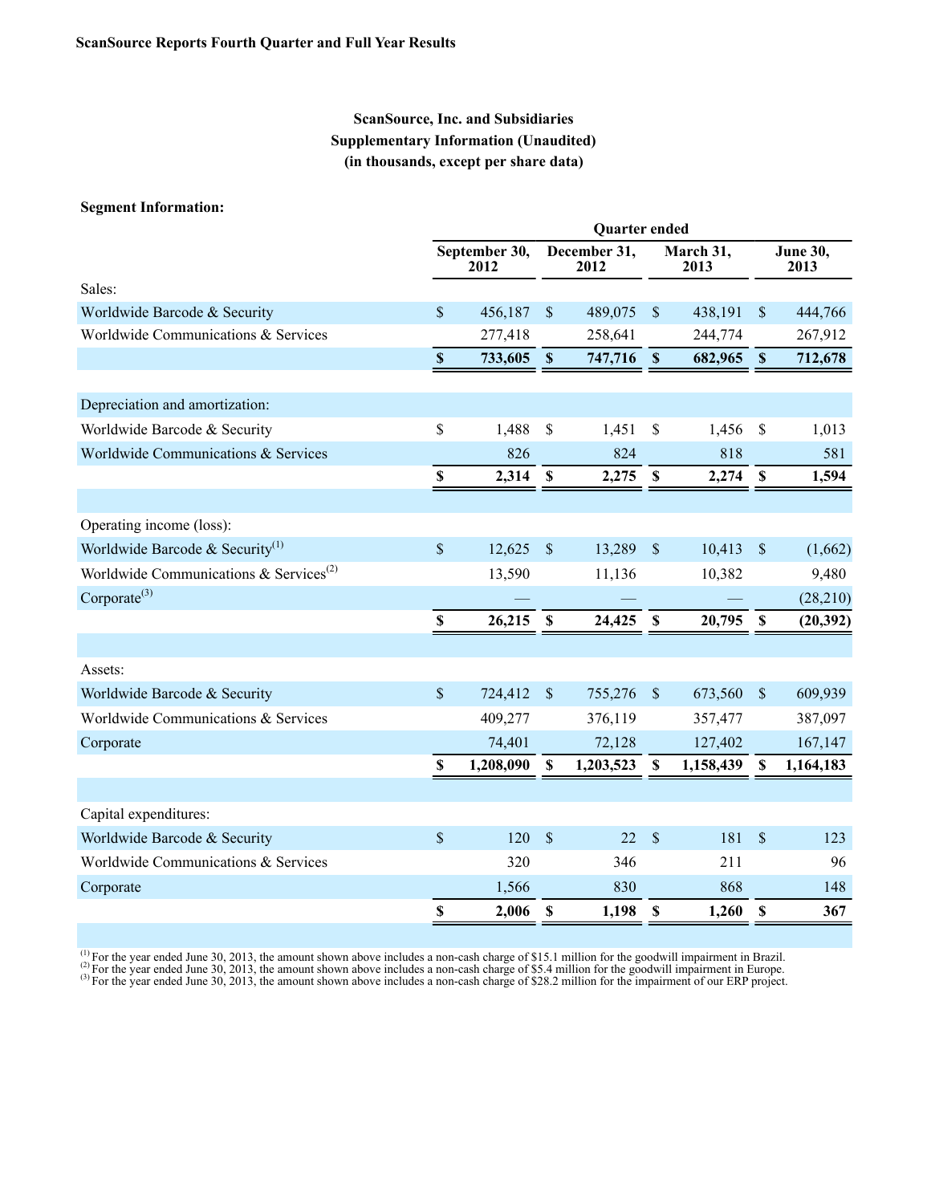ScanSource Reports Fourth Quarter and Full Year Results

**ScanSource, Inc. and Subsidiaries**
**Supplementary Information (Unaudited)**
**(in thousands, except per share data)**

**Segment Information:**

| | Quarter ended | | | |
|---|---|---|---|---|
| | September 30, 2012 | December 31, 2012 | March 31, 2013 | June 30, 2013 |
| Sales: | | | | |
| Worldwide Barcode & Security | $ 456,187 | $ 489,075 | $ 438,191 | $ 444,766 |
| Worldwide Communications & Services | 277,418 | 258,641 | 244,774 | 267,912 |
| | **$ 733,605** | **$ 747,716** | **$ 682,965** | **$ 712,678** |
| Depreciation and amortization: | | | | |
| Worldwide Barcode & Security | $ 1,488 | $ 1,451 | $ 1,456 | $ 1,013 |
| Worldwide Communications & Services | 826 | 824 | 818 | 581 |
| | **$ 2,314** | **$ 2,275** | **$ 2,274** | **$ 1,594** |
| Operating income (loss): | | | | |
| Worldwide Barcode & Security[1] | $ 12,625 | $ 13,289 | $ 10,413 | $ (1,662) |
| Worldwide Communications & Services[2] | 13,590 | 11,136 | 10,382 | 9,480 |
| Corporate[3] | — | — | — | (28,210) |
| | **$ 26,215** | **$ 24,425** | **$ 20,795** | **$ (20,392)** |
| Assets: | | | | |
| Worldwide Barcode & Security | $ 724,412 | $ 755,276 | $ 673,560 | $ 609,939 |
| Worldwide Communications & Services | 409,277 | 376,119 | 357,477 | 387,097 |
| Corporate | 74,401 | 72,128 | 127,402 | 167,147 |
| | **$ 1,208,090** | **$ 1,203,523** | **$ 1,158,439** | **$ 1,164,183** |
| Capital expenditures: | | | | |
| Worldwide Barcode & Security | $ 120 | $ 22 | $ 181 | $ 123 |
| Worldwide Communications & Services | 320 | 346 | 211 | 96 |
| Corporate | 1,566 | 830 | 868 | 148 |
| | **$ 2,006** | **$ 1,198** | **$ 1,260** | **$ 367** |

[1] For the year ended June 30, 2013, the amount shown above includes a non-cash charge of $15.1 million for the goodwill impairment in Brazil.
[2] For the year ended June 30, 2013, the amount shown above includes a non-cash charge of $5.4 million for the goodwill impairment in Europe.
[3] For the year ended June 30, 2013, the amount shown above includes a non-cash charge of $28.2 million for the impairment of our ERP project.